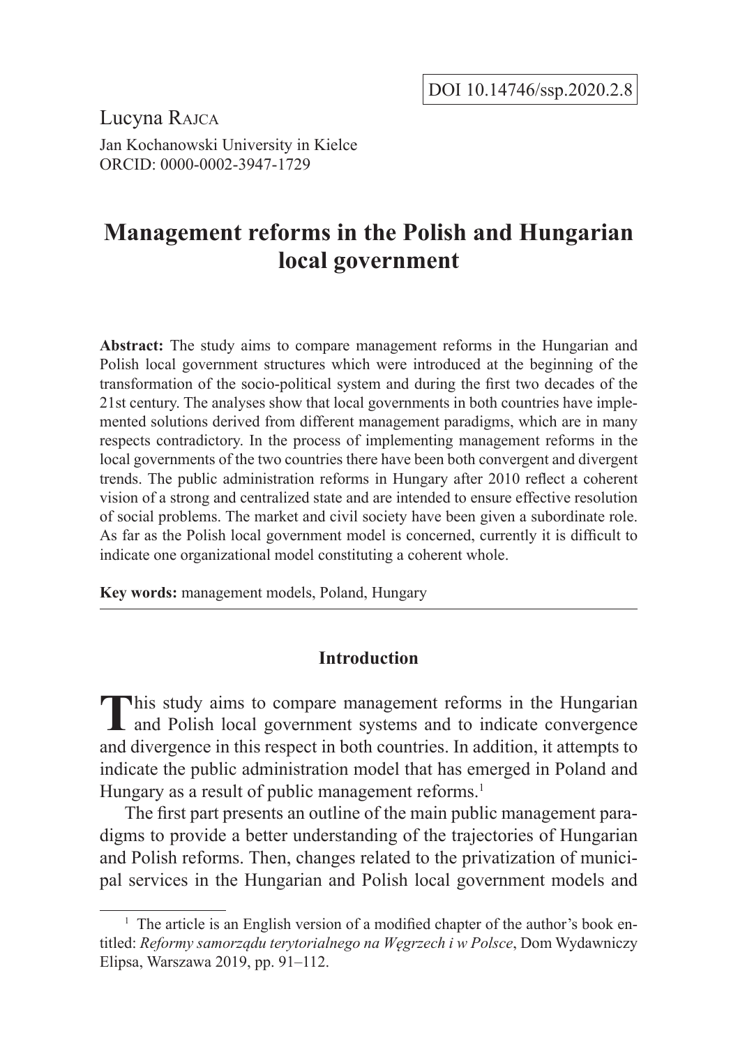DOI 10.14746/ssp.2020.2.8

Lucyna Rajca
Jan Kochanowski University in Kielce
ORCID: 0000-0002-3947-1729

# Management reforms in the Polish and Hungarian local government

**Abstract:** The study aims to compare management reforms in the Hungarian and Polish local government structures which were introduced at the beginning of the transformation of the socio-political system and during the first two decades of the 21st century. The analyses show that local governments in both countries have implemented solutions derived from different management paradigms, which are in many respects contradictory. In the process of implementing management reforms in the local governments of the two countries there have been both convergent and divergent trends. The public administration reforms in Hungary after 2010 reflect a coherent vision of a strong and centralized state and are intended to ensure effective resolution of social problems. The market and civil society have been given a subordinate role. As far as the Polish local government model is concerned, currently it is difficult to indicate one organizational model constituting a coherent whole.

**Key words:** management models, Poland, Hungary

## Introduction

This study aims to compare management reforms in the Hungarian and Polish local government systems and to indicate convergence and divergence in this respect in both countries. In addition, it attempts to indicate the public administration model that has emerged in Poland and Hungary as a result of public management reforms.[1]

The first part presents an outline of the main public management paradigms to provide a better understanding of the trajectories of Hungarian and Polish reforms. Then, changes related to the privatization of municipal services in the Hungarian and Polish local government models and

[1] The article is an English version of a modified chapter of the author's book entitled: *Reformy samorządu terytorialnego na Węgrzech i w Polsce*, Dom Wydawniczy Elipsa, Warszawa 2019, pp. 91–112.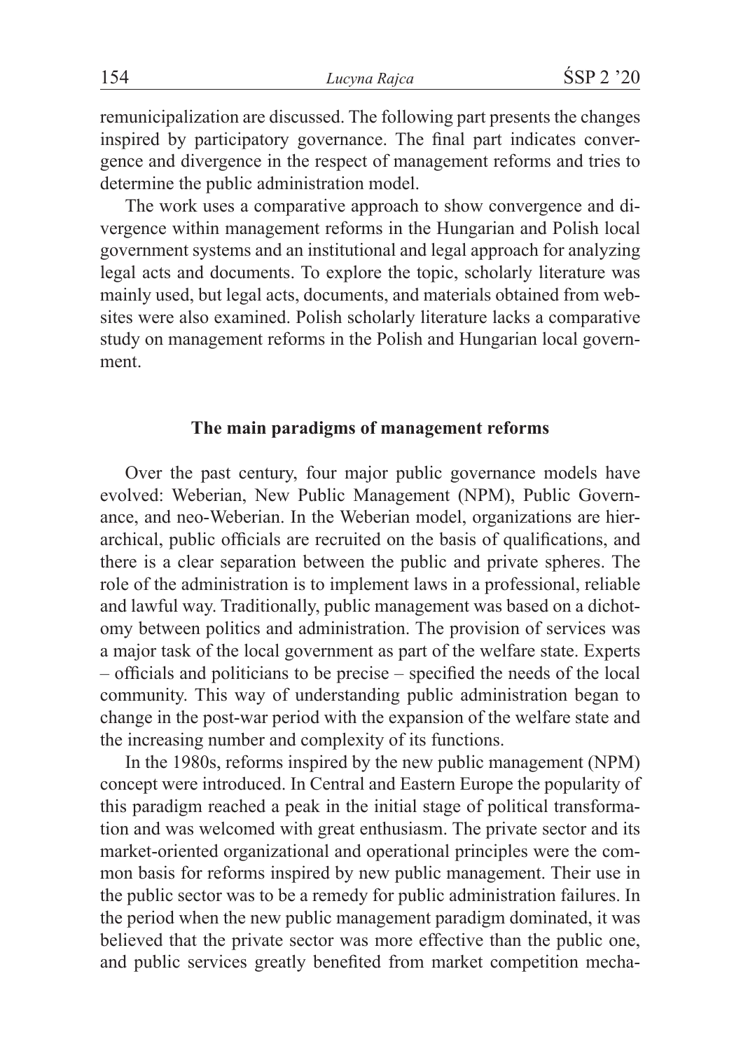remunicipalization are discussed. The following part presents the changes inspired by participatory governance. The final part indicates convergence and divergence in the respect of management reforms and tries to determine the public administration model.

The work uses a comparative approach to show convergence and divergence within management reforms in the Hungarian and Polish local government systems and an institutional and legal approach for analyzing legal acts and documents. To explore the topic, scholarly literature was mainly used, but legal acts, documents, and materials obtained from websites were also examined. Polish scholarly literature lacks a comparative study on management reforms in the Polish and Hungarian local government.

## The main paradigms of management reforms

Over the past century, four major public governance models have evolved: Weberian, New Public Management (NPM), Public Governance, and neo-Weberian. In the Weberian model, organizations are hierarchical, public officials are recruited on the basis of qualifications, and there is a clear separation between the public and private spheres. The role of the administration is to implement laws in a professional, reliable and lawful way. Traditionally, public management was based on a dichotomy between politics and administration. The provision of services was a major task of the local government as part of the welfare state. Experts – officials and politicians to be precise – specified the needs of the local community. This way of understanding public administration began to change in the post-war period with the expansion of the welfare state and the increasing number and complexity of its functions.

In the 1980s, reforms inspired by the new public management (NPM) concept were introduced. In Central and Eastern Europe the popularity of this paradigm reached a peak in the initial stage of political transformation and was welcomed with great enthusiasm. The private sector and its market-oriented organizational and operational principles were the common basis for reforms inspired by new public management. Their use in the public sector was to be a remedy for public administration failures. In the period when the new public management paradigm dominated, it was believed that the private sector was more effective than the public one, and public services greatly benefited from market competition mecha-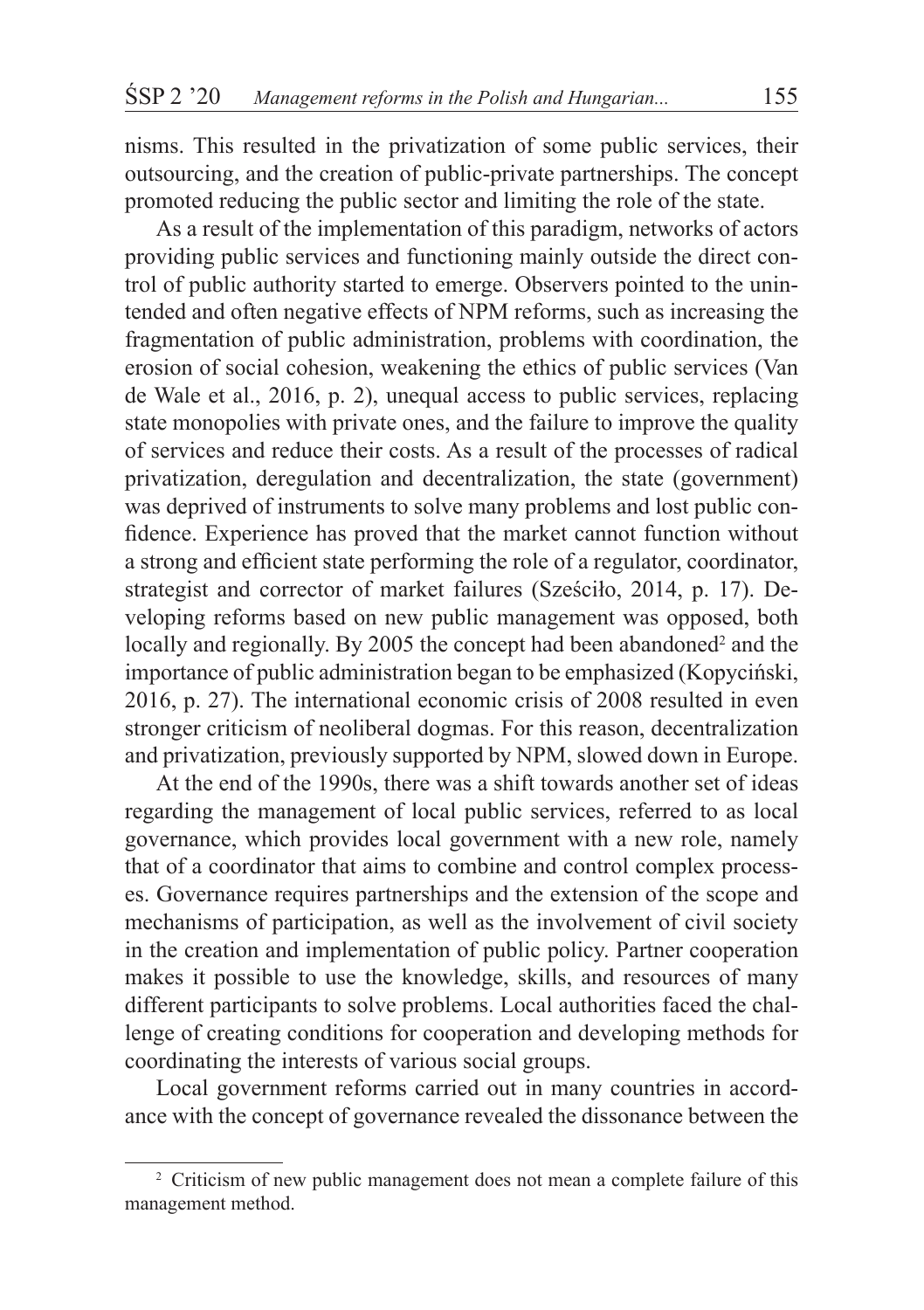nisms. This resulted in the privatization of some public services, their outsourcing, and the creation of public-private partnerships. The concept promoted reducing the public sector and limiting the role of the state.

As a result of the implementation of this paradigm, networks of actors providing public services and functioning mainly outside the direct control of public authority started to emerge. Observers pointed to the unintended and often negative effects of NPM reforms, such as increasing the fragmentation of public administration, problems with coordination, the erosion of social cohesion, weakening the ethics of public services (Van de Wale et al., 2016, p. 2), unequal access to public services, replacing state monopolies with private ones, and the failure to improve the quality of services and reduce their costs. As a result of the processes of radical privatization, deregulation and decentralization, the state (government) was deprived of instruments to solve many problems and lost public confidence. Experience has proved that the market cannot function without a strong and efficient state performing the role of a regulator, coordinator, strategist and corrector of market failures (Sześciło, 2014, p. 17). Developing reforms based on new public management was opposed, both locally and regionally. By 2005 the concept had been abandoned[2] and the importance of public administration began to be emphasized (Kopyciński, 2016, p. 27). The international economic crisis of 2008 resulted in even stronger criticism of neoliberal dogmas. For this reason, decentralization and privatization, previously supported by NPM, slowed down in Europe.

At the end of the 1990s, there was a shift towards another set of ideas regarding the management of local public services, referred to as local governance, which provides local government with a new role, namely that of a coordinator that aims to combine and control complex processes. Governance requires partnerships and the extension of the scope and mechanisms of participation, as well as the involvement of civil society in the creation and implementation of public policy. Partner cooperation makes it possible to use the knowledge, skills, and resources of many different participants to solve problems. Local authorities faced the challenge of creating conditions for cooperation and developing methods for coordinating the interests of various social groups.

Local government reforms carried out in many countries in accordance with the concept of governance revealed the dissonance between the

---

[2] Criticism of new public management does not mean a complete failure of this management method.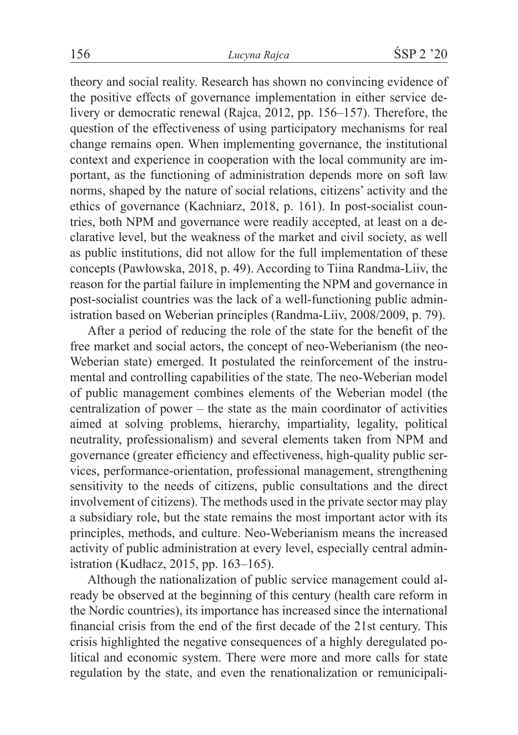theory and social reality. Research has shown no convincing evidence of the positive effects of governance implementation in either service delivery or democratic renewal (Rajca, 2012, pp. 156–157). Therefore, the question of the effectiveness of using participatory mechanisms for real change remains open. When implementing governance, the institutional context and experience in cooperation with the local community are important, as the functioning of administration depends more on soft law norms, shaped by the nature of social relations, citizens' activity and the ethics of governance (Kachniarz, 2018, p. 161). In post-socialist countries, both NPM and governance were readily accepted, at least on a declarative level, but the weakness of the market and civil society, as well as public institutions, did not allow for the full implementation of these concepts (Pawłowska, 2018, p. 49). According to Tiina Randma-Liiv, the reason for the partial failure in implementing the NPM and governance in post-socialist countries was the lack of a well-functioning public administration based on Weberian principles (Randma-Liiv, 2008/2009, p. 79).

After a period of reducing the role of the state for the benefit of the free market and social actors, the concept of neo-Weberianism (the neo-Weberian state) emerged. It postulated the reinforcement of the instrumental and controlling capabilities of the state. The neo-Weberian model of public management combines elements of the Weberian model (the centralization of power – the state as the main coordinator of activities aimed at solving problems, hierarchy, impartiality, legality, political neutrality, professionalism) and several elements taken from NPM and governance (greater efficiency and effectiveness, high-quality public services, performance-orientation, professional management, strengthening sensitivity to the needs of citizens, public consultations and the direct involvement of citizens). The methods used in the private sector may play a subsidiary role, but the state remains the most important actor with its principles, methods, and culture. Neo-Weberianism means the increased activity of public administration at every level, especially central administration (Kudłacz, 2015, pp. 163–165).

Although the nationalization of public service management could already be observed at the beginning of this century (health care reform in the Nordic countries), its importance has increased since the international financial crisis from the end of the first decade of the 21st century. This crisis highlighted the negative consequences of a highly deregulated political and economic system. There were more and more calls for state regulation by the state, and even the renationalization or remunicipali-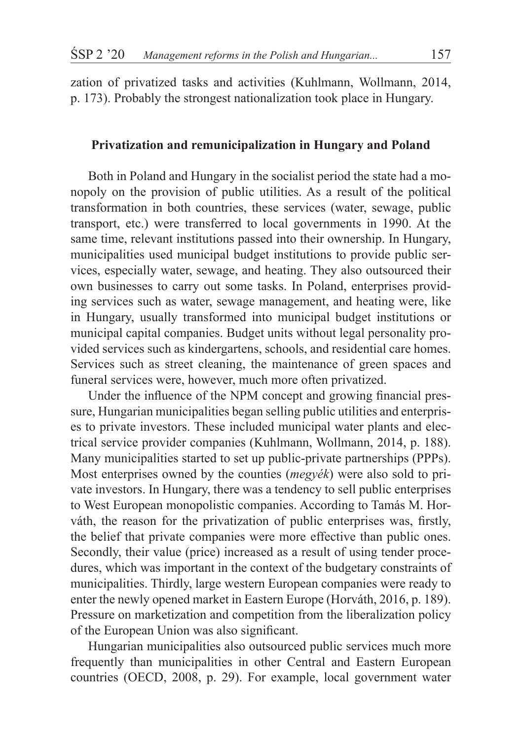zation of privatized tasks and activities (Kuhlmann, Wollmann, 2014, p. 173). Probably the strongest nationalization took place in Hungary.

## Privatization and remunicipalization in Hungary and Poland

Both in Poland and Hungary in the socialist period the state had a monopoly on the provision of public utilities. As a result of the political transformation in both countries, these services (water, sewage, public transport, etc.) were transferred to local governments in 1990. At the same time, relevant institutions passed into their ownership. In Hungary, municipalities used municipal budget institutions to provide public services, especially water, sewage, and heating. They also outsourced their own businesses to carry out some tasks. In Poland, enterprises providing services such as water, sewage management, and heating were, like in Hungary, usually transformed into municipal budget institutions or municipal capital companies. Budget units without legal personality provided services such as kindergartens, schools, and residential care homes. Services such as street cleaning, the maintenance of green spaces and funeral services were, however, much more often privatized.

Under the influence of the NPM concept and growing financial pressure, Hungarian municipalities began selling public utilities and enterprises to private investors. These included municipal water plants and electrical service provider companies (Kuhlmann, Wollmann, 2014, p. 188). Many municipalities started to set up public-private partnerships (PPPs). Most enterprises owned by the counties (*megyék*) were also sold to private investors. In Hungary, there was a tendency to sell public enterprises to West European monopolistic companies. According to Tamás M. Horváth, the reason for the privatization of public enterprises was, firstly, the belief that private companies were more effective than public ones. Secondly, their value (price) increased as a result of using tender procedures, which was important in the context of the budgetary constraints of municipalities. Thirdly, large western European companies were ready to enter the newly opened market in Eastern Europe (Horváth, 2016, p. 189). Pressure on marketization and competition from the liberalization policy of the European Union was also significant.

Hungarian municipalities also outsourced public services much more frequently than municipalities in other Central and Eastern European countries (OECD, 2008, p. 29). For example, local government water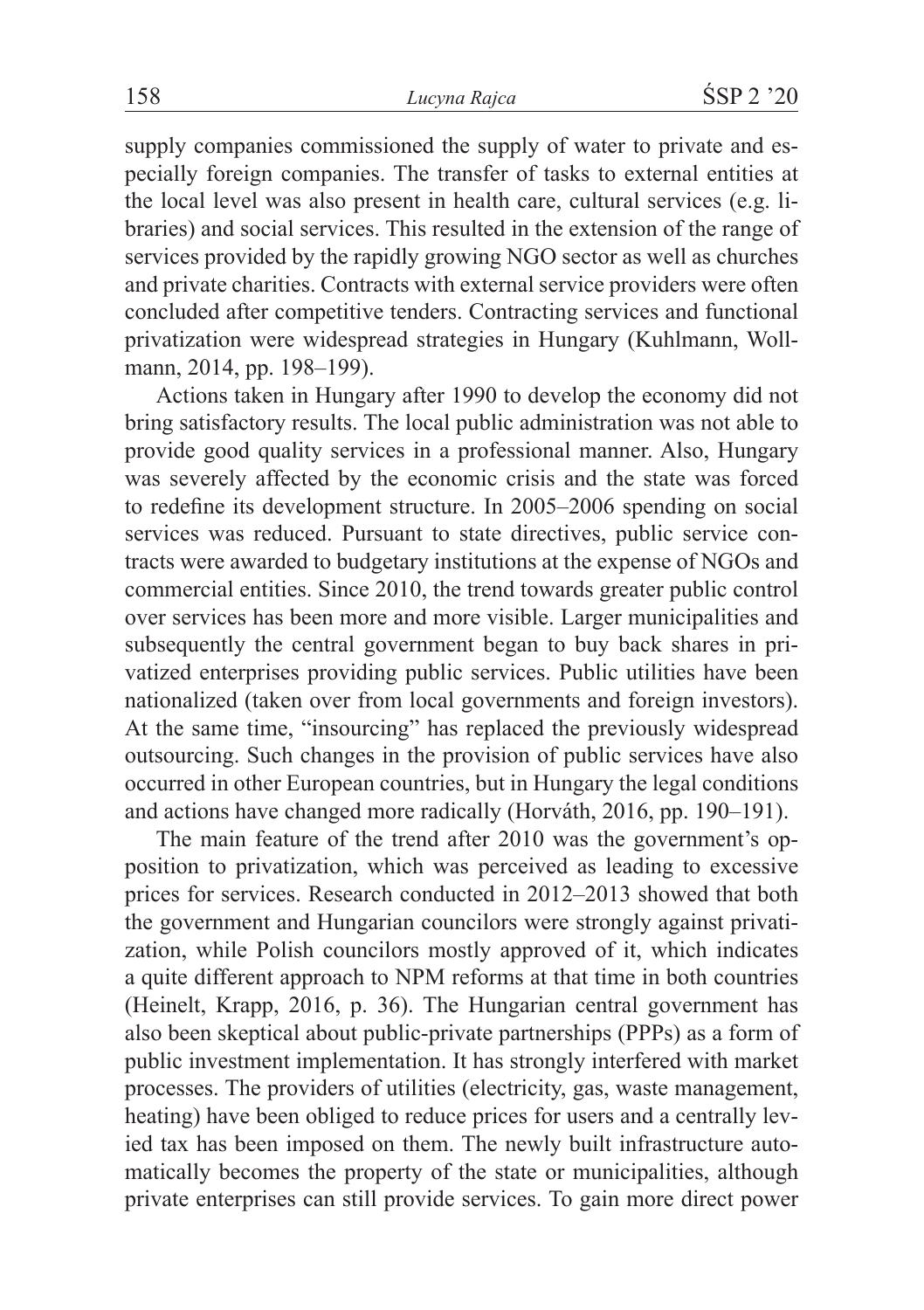supply companies commissioned the supply of water to private and especially foreign companies. The transfer of tasks to external entities at the local level was also present in health care, cultural services (e.g. libraries) and social services. This resulted in the extension of the range of services provided by the rapidly growing NGO sector as well as churches and private charities. Contracts with external service providers were often concluded after competitive tenders. Contracting services and functional privatization were widespread strategies in Hungary (Kuhlmann, Wollmann, 2014, pp. 198–199).

Actions taken in Hungary after 1990 to develop the economy did not bring satisfactory results. The local public administration was not able to provide good quality services in a professional manner. Also, Hungary was severely affected by the economic crisis and the state was forced to redefine its development structure. In 2005–2006 spending on social services was reduced. Pursuant to state directives, public service contracts were awarded to budgetary institutions at the expense of NGOs and commercial entities. Since 2010, the trend towards greater public control over services has been more and more visible. Larger municipalities and subsequently the central government began to buy back shares in privatized enterprises providing public services. Public utilities have been nationalized (taken over from local governments and foreign investors). At the same time, "insourcing" has replaced the previously widespread outsourcing. Such changes in the provision of public services have also occurred in other European countries, but in Hungary the legal conditions and actions have changed more radically (Horváth, 2016, pp. 190–191).

The main feature of the trend after 2010 was the government's opposition to privatization, which was perceived as leading to excessive prices for services. Research conducted in 2012–2013 showed that both the government and Hungarian councilors were strongly against privatization, while Polish councilors mostly approved of it, which indicates a quite different approach to NPM reforms at that time in both countries (Heinelt, Krapp, 2016, p. 36). The Hungarian central government has also been skeptical about public-private partnerships (PPPs) as a form of public investment implementation. It has strongly interfered with market processes. The providers of utilities (electricity, gas, waste management, heating) have been obliged to reduce prices for users and a centrally levied tax has been imposed on them. The newly built infrastructure automatically becomes the property of the state or municipalities, although private enterprises can still provide services. To gain more direct power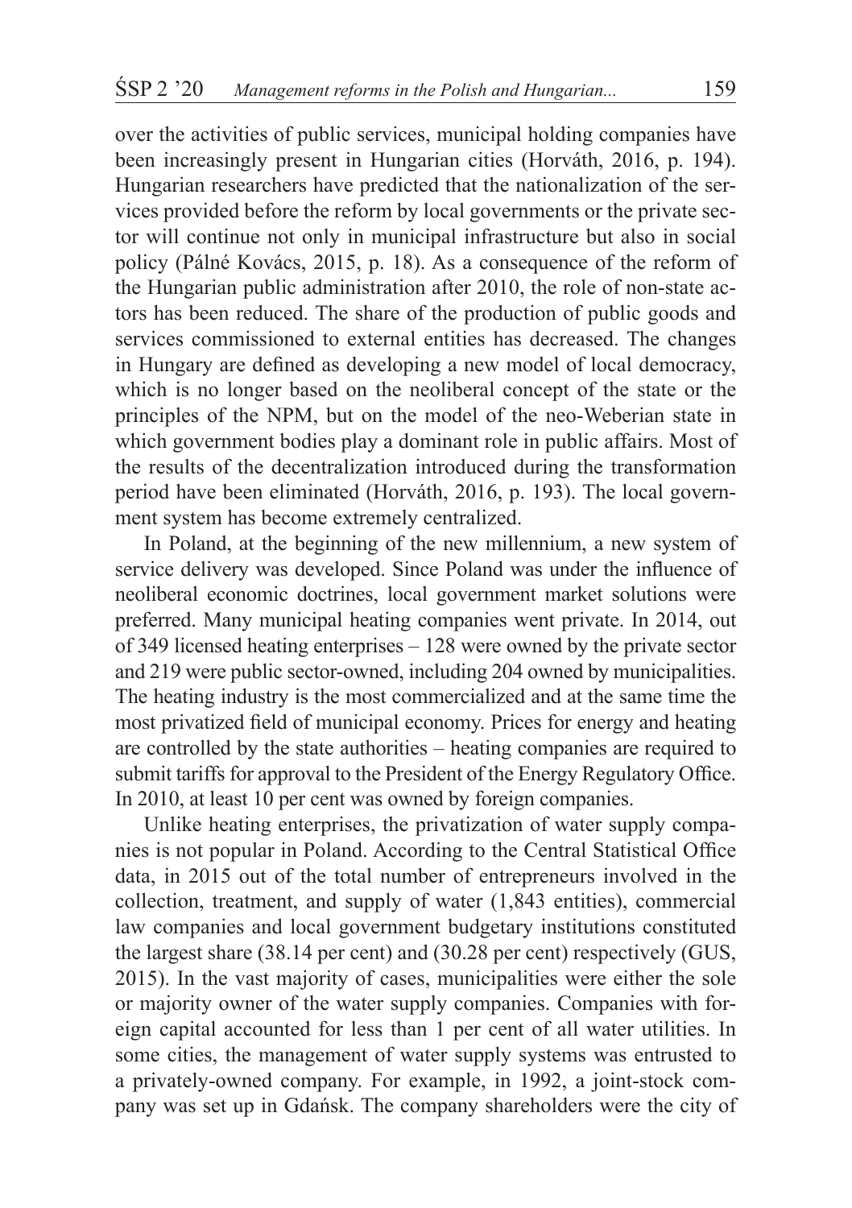over the activities of public services, municipal holding companies have been increasingly present in Hungarian cities (Horváth, 2016, p. 194). Hungarian researchers have predicted that the nationalization of the services provided before the reform by local governments or the private sector will continue not only in municipal infrastructure but also in social policy (Pálné Kovács, 2015, p. 18). As a consequence of the reform of the Hungarian public administration after 2010, the role of non-state actors has been reduced. The share of the production of public goods and services commissioned to external entities has decreased. The changes in Hungary are defined as developing a new model of local democracy, which is no longer based on the neoliberal concept of the state or the principles of the NPM, but on the model of the neo-Weberian state in which government bodies play a dominant role in public affairs. Most of the results of the decentralization introduced during the transformation period have been eliminated (Horváth, 2016, p. 193). The local government system has become extremely centralized.

In Poland, at the beginning of the new millennium, a new system of service delivery was developed. Since Poland was under the influence of neoliberal economic doctrines, local government market solutions were preferred. Many municipal heating companies went private. In 2014, out of 349 licensed heating enterprises – 128 were owned by the private sector and 219 were public sector-owned, including 204 owned by municipalities. The heating industry is the most commercialized and at the same time the most privatized field of municipal economy. Prices for energy and heating are controlled by the state authorities – heating companies are required to submit tariffs for approval to the President of the Energy Regulatory Office. In 2010, at least 10 per cent was owned by foreign companies.

Unlike heating enterprises, the privatization of water supply companies is not popular in Poland. According to the Central Statistical Office data, in 2015 out of the total number of entrepreneurs involved in the collection, treatment, and supply of water (1,843 entities), commercial law companies and local government budgetary institutions constituted the largest share (38.14 per cent) and (30.28 per cent) respectively (GUS, 2015). In the vast majority of cases, municipalities were either the sole or majority owner of the water supply companies. Companies with foreign capital accounted for less than 1 per cent of all water utilities. In some cities, the management of water supply systems was entrusted to a privately-owned company. For example, in 1992, a joint-stock company was set up in Gdańsk. The company shareholders were the city of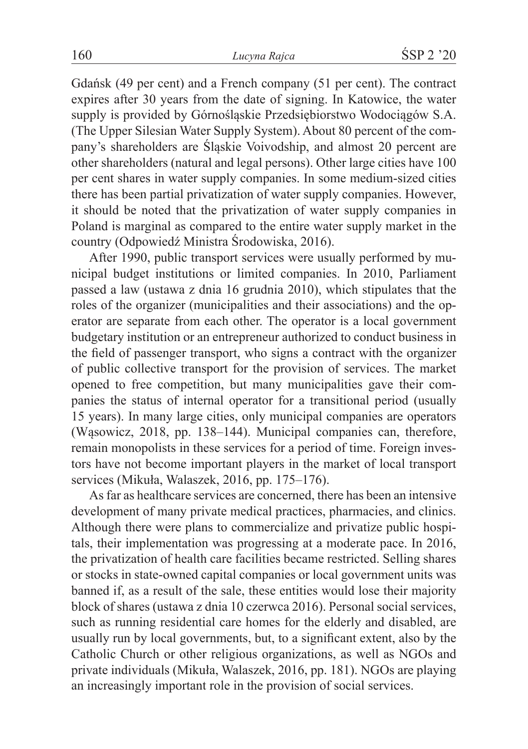Gdańsk (49 per cent) and a French company (51 per cent). The contract expires after 30 years from the date of signing. In Katowice, the water supply is provided by Górnośląskie Przedsiębiorstwo Wodociągów S.A. (The Upper Silesian Water Supply System). About 80 percent of the company's shareholders are Śląskie Voivodship, and almost 20 percent are other shareholders (natural and legal persons). Other large cities have 100 per cent shares in water supply companies. In some medium-sized cities there has been partial privatization of water supply companies. However, it should be noted that the privatization of water supply companies in Poland is marginal as compared to the entire water supply market in the country (Odpowiedź Ministra Środowiska, 2016).

After 1990, public transport services were usually performed by municipal budget institutions or limited companies. In 2010, Parliament passed a law (ustawa z dnia 16 grudnia 2010), which stipulates that the roles of the organizer (municipalities and their associations) and the operator are separate from each other. The operator is a local government budgetary institution or an entrepreneur authorized to conduct business in the field of passenger transport, who signs a contract with the organizer of public collective transport for the provision of services. The market opened to free competition, but many municipalities gave their companies the status of internal operator for a transitional period (usually 15 years). In many large cities, only municipal companies are operators (Wąsowicz, 2018, pp. 138–144). Municipal companies can, therefore, remain monopolists in these services for a period of time. Foreign investors have not become important players in the market of local transport services (Mikuła, Walaszek, 2016, pp. 175–176).

As far as healthcare services are concerned, there has been an intensive development of many private medical practices, pharmacies, and clinics. Although there were plans to commercialize and privatize public hospitals, their implementation was progressing at a moderate pace. In 2016, the privatization of health care facilities became restricted. Selling shares or stocks in state-owned capital companies or local government units was banned if, as a result of the sale, these entities would lose their majority block of shares (ustawa z dnia 10 czerwca 2016). Personal social services, such as running residential care homes for the elderly and disabled, are usually run by local governments, but, to a significant extent, also by the Catholic Church or other religious organizations, as well as NGOs and private individuals (Mikuła, Walaszek, 2016, pp. 181). NGOs are playing an increasingly important role in the provision of social services.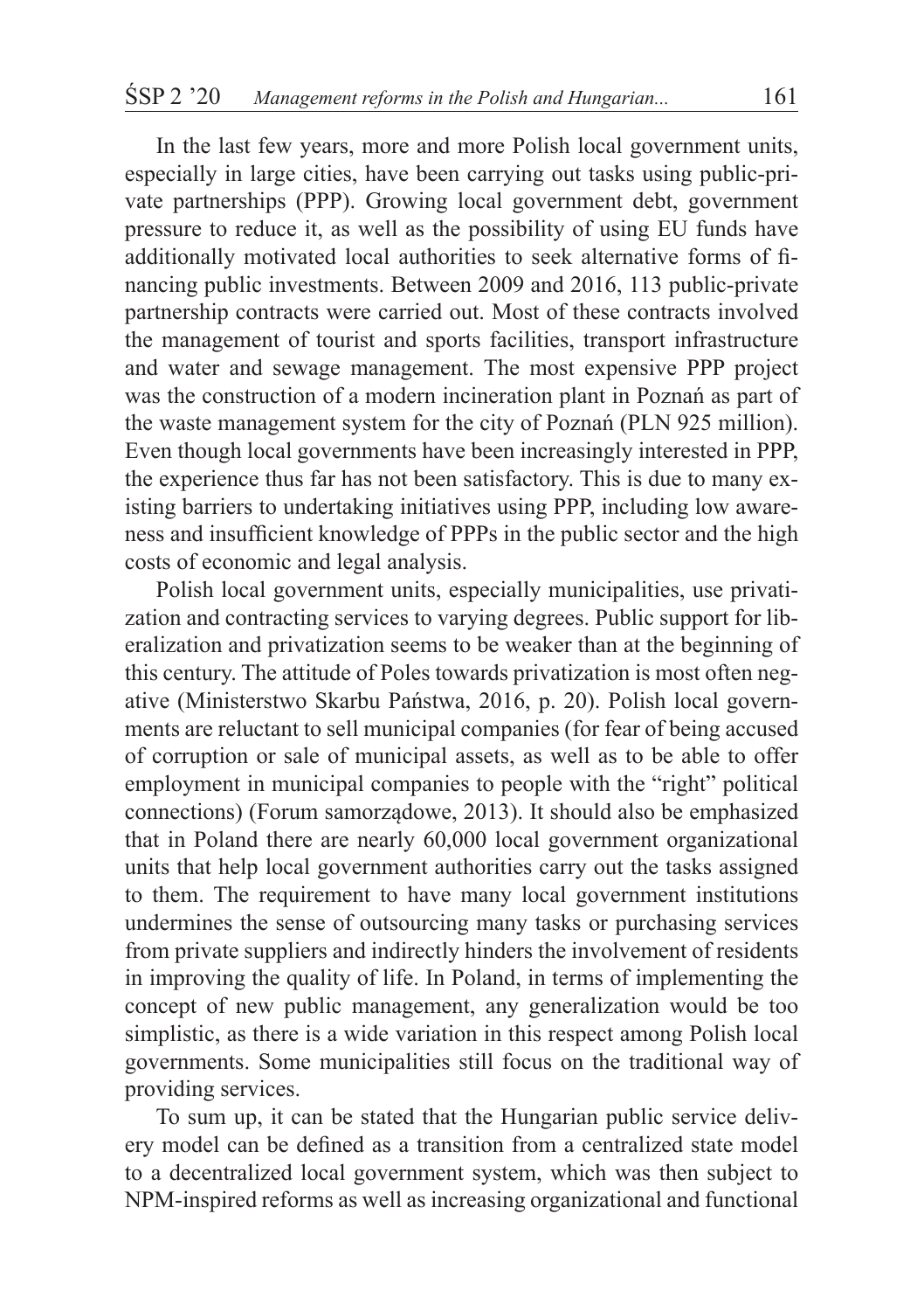In the last few years, more and more Polish local government units, especially in large cities, have been carrying out tasks using public-private partnerships (PPP). Growing local government debt, government pressure to reduce it, as well as the possibility of using EU funds have additionally motivated local authorities to seek alternative forms of financing public investments. Between 2009 and 2016, 113 public-private partnership contracts were carried out. Most of these contracts involved the management of tourist and sports facilities, transport infrastructure and water and sewage management. The most expensive PPP project was the construction of a modern incineration plant in Poznań as part of the waste management system for the city of Poznań (PLN 925 million). Even though local governments have been increasingly interested in PPP, the experience thus far has not been satisfactory. This is due to many existing barriers to undertaking initiatives using PPP, including low awareness and insufficient knowledge of PPPs in the public sector and the high costs of economic and legal analysis.

Polish local government units, especially municipalities, use privatization and contracting services to varying degrees. Public support for liberalization and privatization seems to be weaker than at the beginning of this century. The attitude of Poles towards privatization is most often negative (Ministerstwo Skarbu Państwa, 2016, p. 20). Polish local governments are reluctant to sell municipal companies (for fear of being accused of corruption or sale of municipal assets, as well as to be able to offer employment in municipal companies to people with the "right" political connections) (Forum samorządowe, 2013). It should also be emphasized that in Poland there are nearly 60,000 local government organizational units that help local government authorities carry out the tasks assigned to them. The requirement to have many local government institutions undermines the sense of outsourcing many tasks or purchasing services from private suppliers and indirectly hinders the involvement of residents in improving the quality of life. In Poland, in terms of implementing the concept of new public management, any generalization would be too simplistic, as there is a wide variation in this respect among Polish local governments. Some municipalities still focus on the traditional way of providing services.

To sum up, it can be stated that the Hungarian public service delivery model can be defined as a transition from a centralized state model to a decentralized local government system, which was then subject to NPM-inspired reforms as well as increasing organizational and functional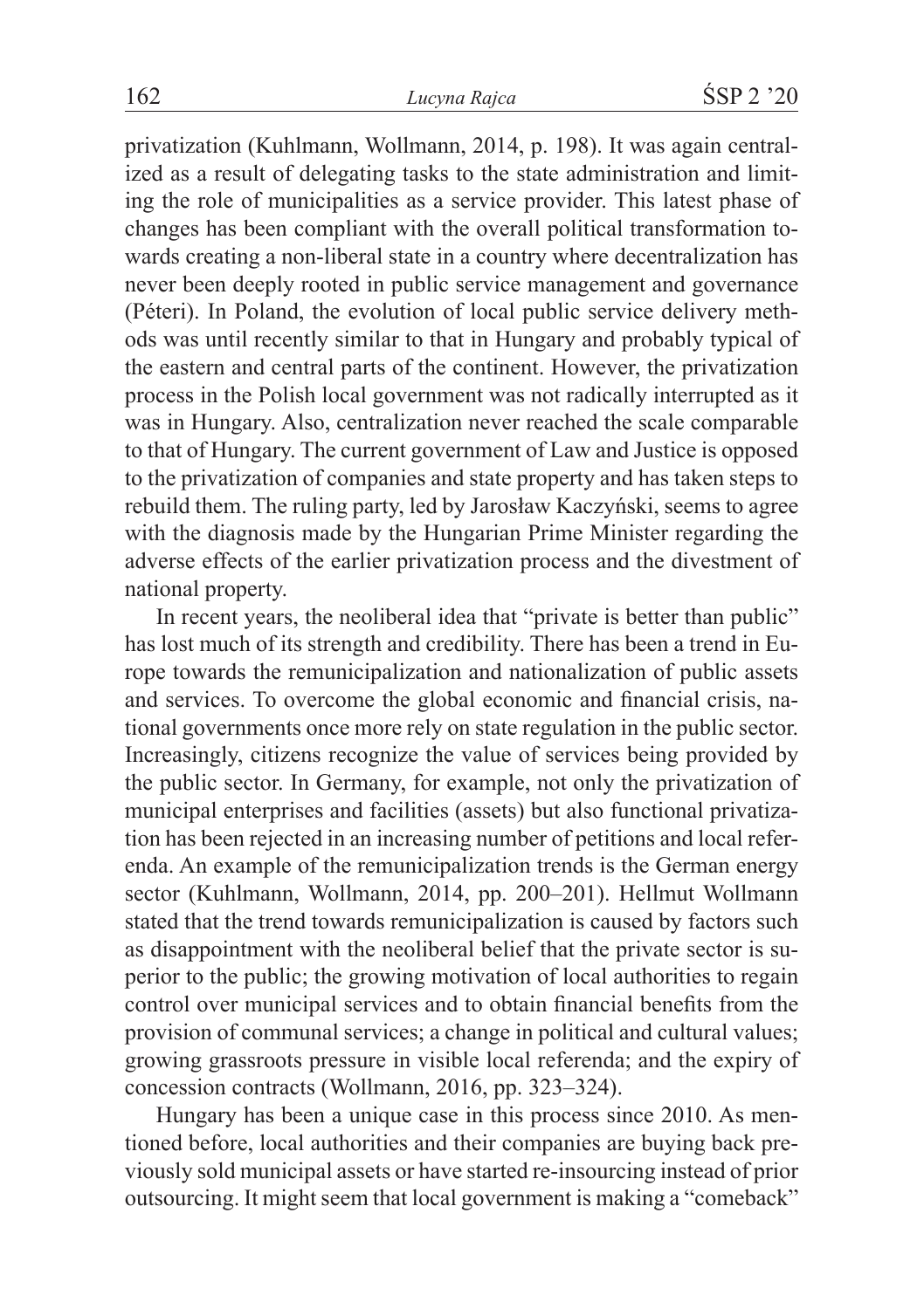privatization (Kuhlmann, Wollmann, 2014, p. 198). It was again centralized as a result of delegating tasks to the state administration and limiting the role of municipalities as a service provider. This latest phase of changes has been compliant with the overall political transformation towards creating a non-liberal state in a country where decentralization has never been deeply rooted in public service management and governance (Péteri). In Poland, the evolution of local public service delivery methods was until recently similar to that in Hungary and probably typical of the eastern and central parts of the continent. However, the privatization process in the Polish local government was not radically interrupted as it was in Hungary. Also, centralization never reached the scale comparable to that of Hungary. The current government of Law and Justice is opposed to the privatization of companies and state property and has taken steps to rebuild them. The ruling party, led by Jarosław Kaczyński, seems to agree with the diagnosis made by the Hungarian Prime Minister regarding the adverse effects of the earlier privatization process and the divestment of national property.

In recent years, the neoliberal idea that "private is better than public" has lost much of its strength and credibility. There has been a trend in Europe towards the remunicipalization and nationalization of public assets and services. To overcome the global economic and financial crisis, national governments once more rely on state regulation in the public sector. Increasingly, citizens recognize the value of services being provided by the public sector. In Germany, for example, not only the privatization of municipal enterprises and facilities (assets) but also functional privatization has been rejected in an increasing number of petitions and local referenda. An example of the remunicipalization trends is the German energy sector (Kuhlmann, Wollmann, 2014, pp. 200–201). Hellmut Wollmann stated that the trend towards remunicipalization is caused by factors such as disappointment with the neoliberal belief that the private sector is superior to the public; the growing motivation of local authorities to regain control over municipal services and to obtain financial benefits from the provision of communal services; a change in political and cultural values; growing grassroots pressure in visible local referenda; and the expiry of concession contracts (Wollmann, 2016, pp. 323–324).

Hungary has been a unique case in this process since 2010. As mentioned before, local authorities and their companies are buying back previously sold municipal assets or have started re-insourcing instead of prior outsourcing. It might seem that local government is making a "comeback"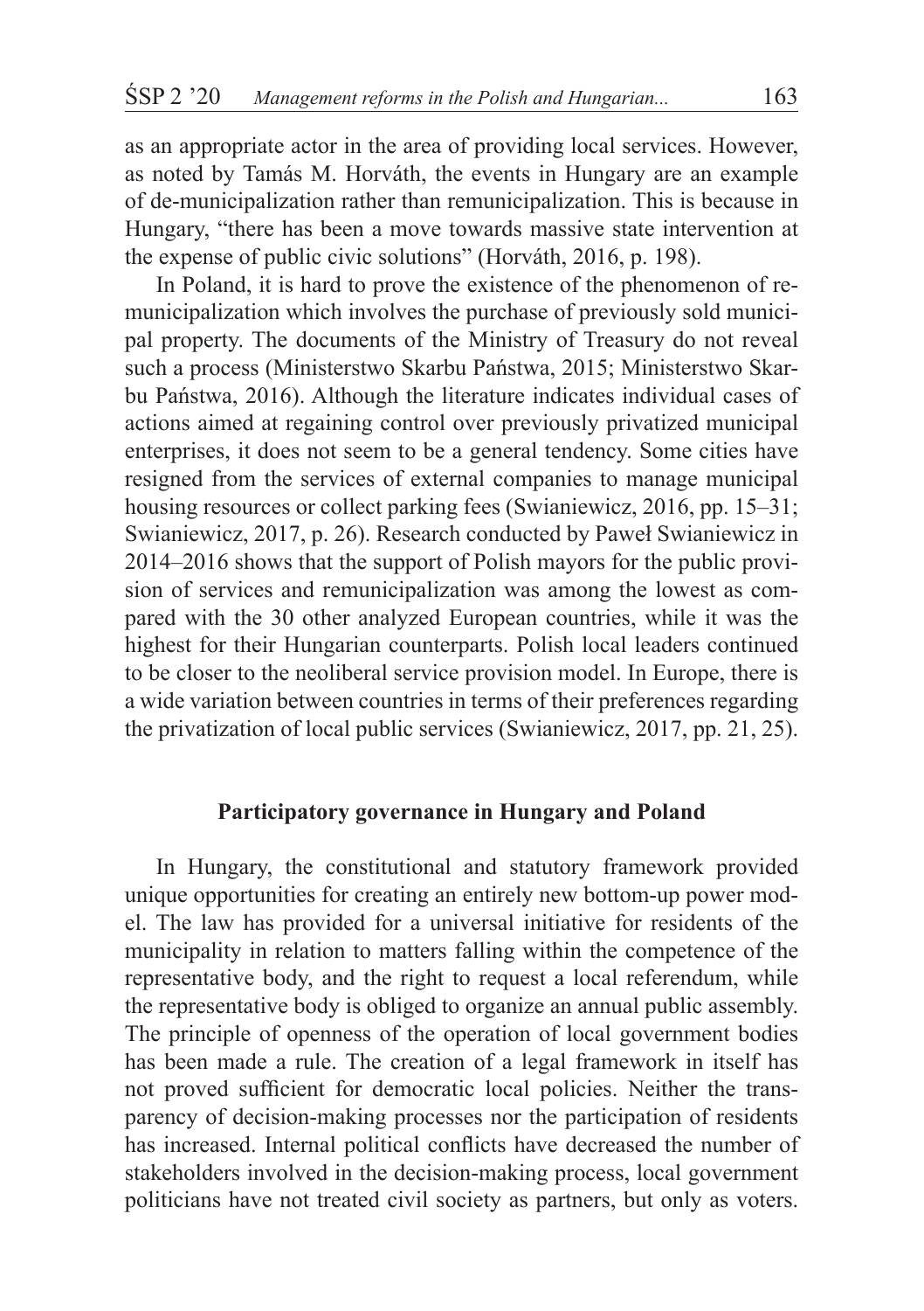as an appropriate actor in the area of providing local services. However, as noted by Tamás M. Horváth, the events in Hungary are an example of de-municipalization rather than remunicipalization. This is because in Hungary, "there has been a move towards massive state intervention at the expense of public civic solutions" (Horváth, 2016, p. 198).

In Poland, it is hard to prove the existence of the phenomenon of remunicipalization which involves the purchase of previously sold municipal property. The documents of the Ministry of Treasury do not reveal such a process (Ministerstwo Skarbu Państwa, 2015; Ministerstwo Skarbu Państwa, 2016). Although the literature indicates individual cases of actions aimed at regaining control over previously privatized municipal enterprises, it does not seem to be a general tendency. Some cities have resigned from the services of external companies to manage municipal housing resources or collect parking fees (Swianiewicz, 2016, pp. 15–31; Swianiewicz, 2017, p. 26). Research conducted by Paweł Swianiewicz in 2014–2016 shows that the support of Polish mayors for the public provision of services and remunicipalization was among the lowest as compared with the 30 other analyzed European countries, while it was the highest for their Hungarian counterparts. Polish local leaders continued to be closer to the neoliberal service provision model. In Europe, there is a wide variation between countries in terms of their preferences regarding the privatization of local public services (Swianiewicz, 2017, pp. 21, 25).

## Participatory governance in Hungary and Poland

In Hungary, the constitutional and statutory framework provided unique opportunities for creating an entirely new bottom-up power model. The law has provided for a universal initiative for residents of the municipality in relation to matters falling within the competence of the representative body, and the right to request a local referendum, while the representative body is obliged to organize an annual public assembly. The principle of openness of the operation of local government bodies has been made a rule. The creation of a legal framework in itself has not proved sufficient for democratic local policies. Neither the transparency of decision-making processes nor the participation of residents has increased. Internal political conflicts have decreased the number of stakeholders involved in the decision-making process, local government politicians have not treated civil society as partners, but only as voters.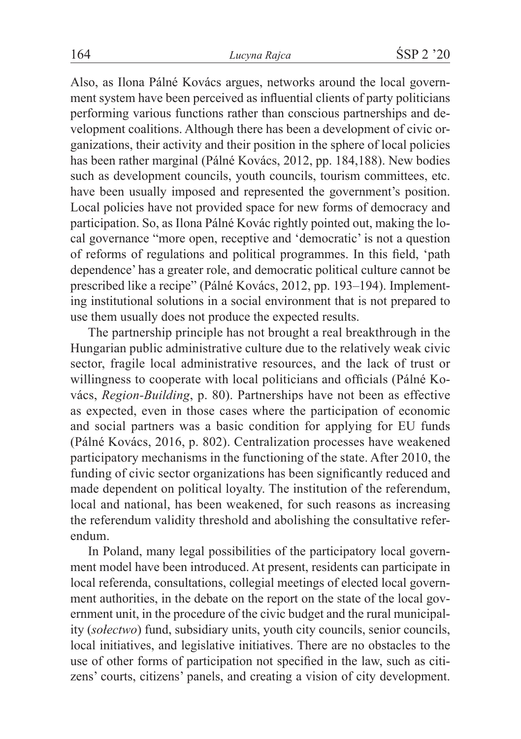Also, as Ilona Pálné Kovács argues, networks around the local government system have been perceived as influential clients of party politicians performing various functions rather than conscious partnerships and development coalitions. Although there has been a development of civic organizations, their activity and their position in the sphere of local policies has been rather marginal (Pálné Kovács, 2012, pp. 184,188). New bodies such as development councils, youth councils, tourism committees, etc. have been usually imposed and represented the government's position. Local policies have not provided space for new forms of democracy and participation. So, as Ilona Pálné Kovác rightly pointed out, making the local governance "more open, receptive and 'democratic' is not a question of reforms of regulations and political programmes. In this field, 'path dependence' has a greater role, and democratic political culture cannot be prescribed like a recipe" (Pálné Kovács, 2012, pp. 193–194). Implementing institutional solutions in a social environment that is not prepared to use them usually does not produce the expected results.

The partnership principle has not brought a real breakthrough in the Hungarian public administrative culture due to the relatively weak civic sector, fragile local administrative resources, and the lack of trust or willingness to cooperate with local politicians and officials (Pálné Kovács, *Region-Building*, p. 80). Partnerships have not been as effective as expected, even in those cases where the participation of economic and social partners was a basic condition for applying for EU funds (Pálné Kovács, 2016, p. 802). Centralization processes have weakened participatory mechanisms in the functioning of the state. After 2010, the funding of civic sector organizations has been significantly reduced and made dependent on political loyalty. The institution of the referendum, local and national, has been weakened, for such reasons as increasing the referendum validity threshold and abolishing the consultative referendum.

In Poland, many legal possibilities of the participatory local government model have been introduced. At present, residents can participate in local referenda, consultations, collegial meetings of elected local government authorities, in the debate on the report on the state of the local government unit, in the procedure of the civic budget and the rural municipality (*sołectwo*) fund, subsidiary units, youth city councils, senior councils, local initiatives, and legislative initiatives. There are no obstacles to the use of other forms of participation not specified in the law, such as citizens' courts, citizens' panels, and creating a vision of city development.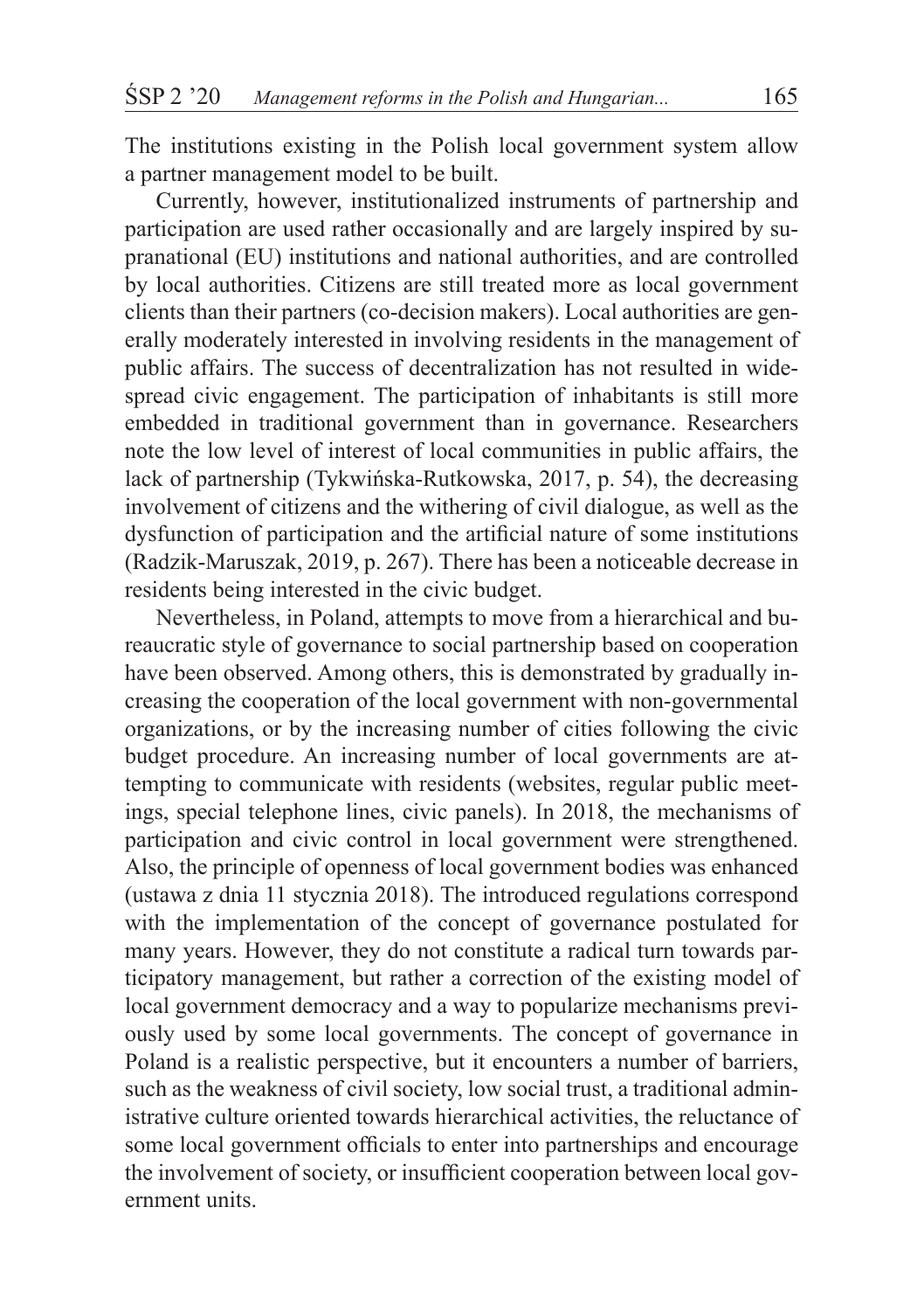The institutions existing in the Polish local government system allow a partner management model to be built.

Currently, however, institutionalized instruments of partnership and participation are used rather occasionally and are largely inspired by supranational (EU) institutions and national authorities, and are controlled by local authorities. Citizens are still treated more as local government clients than their partners (co-decision makers). Local authorities are generally moderately interested in involving residents in the management of public affairs. The success of decentralization has not resulted in widespread civic engagement. The participation of inhabitants is still more embedded in traditional government than in governance. Researchers note the low level of interest of local communities in public affairs, the lack of partnership (Tykwińska-Rutkowska, 2017, p. 54), the decreasing involvement of citizens and the withering of civil dialogue, as well as the dysfunction of participation and the artificial nature of some institutions (Radzik-Maruszak, 2019, p. 267). There has been a noticeable decrease in residents being interested in the civic budget.

Nevertheless, in Poland, attempts to move from a hierarchical and bureaucratic style of governance to social partnership based on cooperation have been observed. Among others, this is demonstrated by gradually increasing the cooperation of the local government with non-governmental organizations, or by the increasing number of cities following the civic budget procedure. An increasing number of local governments are attempting to communicate with residents (websites, regular public meetings, special telephone lines, civic panels). In 2018, the mechanisms of participation and civic control in local government were strengthened. Also, the principle of openness of local government bodies was enhanced (ustawa z dnia 11 stycznia 2018). The introduced regulations correspond with the implementation of the concept of governance postulated for many years. However, they do not constitute a radical turn towards participatory management, but rather a correction of the existing model of local government democracy and a way to popularize mechanisms previously used by some local governments. The concept of governance in Poland is a realistic perspective, but it encounters a number of barriers, such as the weakness of civil society, low social trust, a traditional administrative culture oriented towards hierarchical activities, the reluctance of some local government officials to enter into partnerships and encourage the involvement of society, or insufficient cooperation between local government units.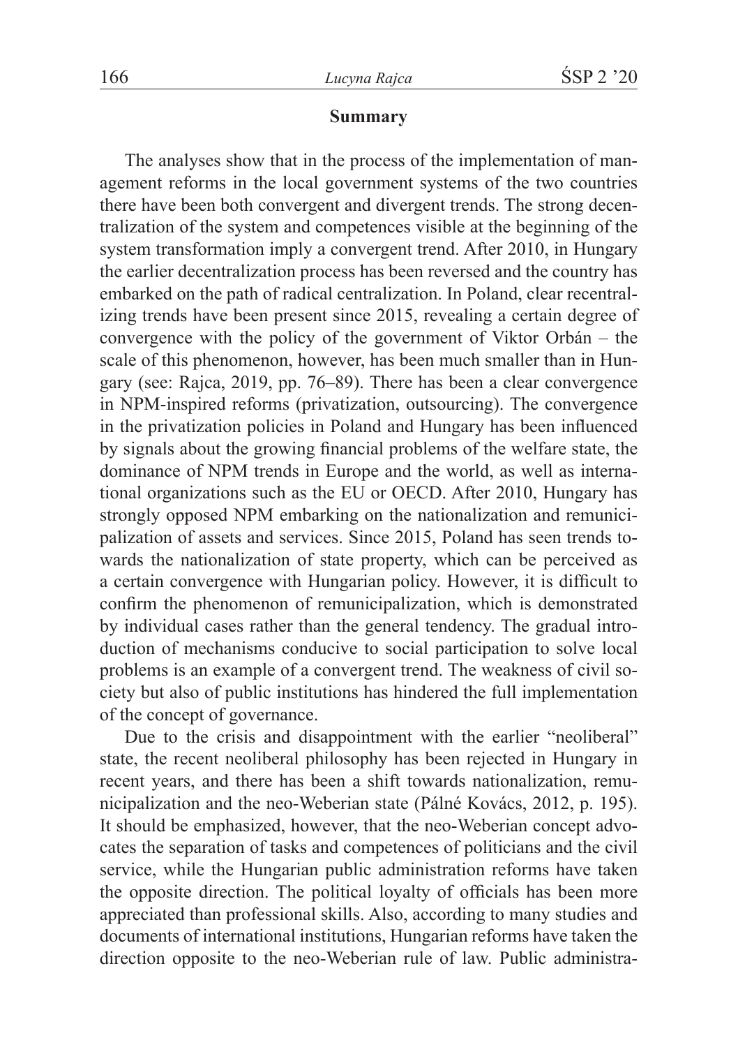## Summary

The analyses show that in the process of the implementation of management reforms in the local government systems of the two countries there have been both convergent and divergent trends. The strong decentralization of the system and competences visible at the beginning of the system transformation imply a convergent trend. After 2010, in Hungary the earlier decentralization process has been reversed and the country has embarked on the path of radical centralization. In Poland, clear recentralizing trends have been present since 2015, revealing a certain degree of convergence with the policy of the government of Viktor Orbán – the scale of this phenomenon, however, has been much smaller than in Hungary (see: Rajca, 2019, pp. 76–89). There has been a clear convergence in NPM-inspired reforms (privatization, outsourcing). The convergence in the privatization policies in Poland and Hungary has been influenced by signals about the growing financial problems of the welfare state, the dominance of NPM trends in Europe and the world, as well as international organizations such as the EU or OECD. After 2010, Hungary has strongly opposed NPM embarking on the nationalization and remunicipalization of assets and services. Since 2015, Poland has seen trends towards the nationalization of state property, which can be perceived as a certain convergence with Hungarian policy. However, it is difficult to confirm the phenomenon of remunicipalization, which is demonstrated by individual cases rather than the general tendency. The gradual introduction of mechanisms conducive to social participation to solve local problems is an example of a convergent trend. The weakness of civil society but also of public institutions has hindered the full implementation of the concept of governance.

Due to the crisis and disappointment with the earlier "neoliberal" state, the recent neoliberal philosophy has been rejected in Hungary in recent years, and there has been a shift towards nationalization, remunicipalization and the neo-Weberian state (Pálné Kovács, 2012, p. 195). It should be emphasized, however, that the neo-Weberian concept advocates the separation of tasks and competences of politicians and the civil service, while the Hungarian public administration reforms have taken the opposite direction. The political loyalty of officials has been more appreciated than professional skills. Also, according to many studies and documents of international institutions, Hungarian reforms have taken the direction opposite to the neo-Weberian rule of law. Public administra-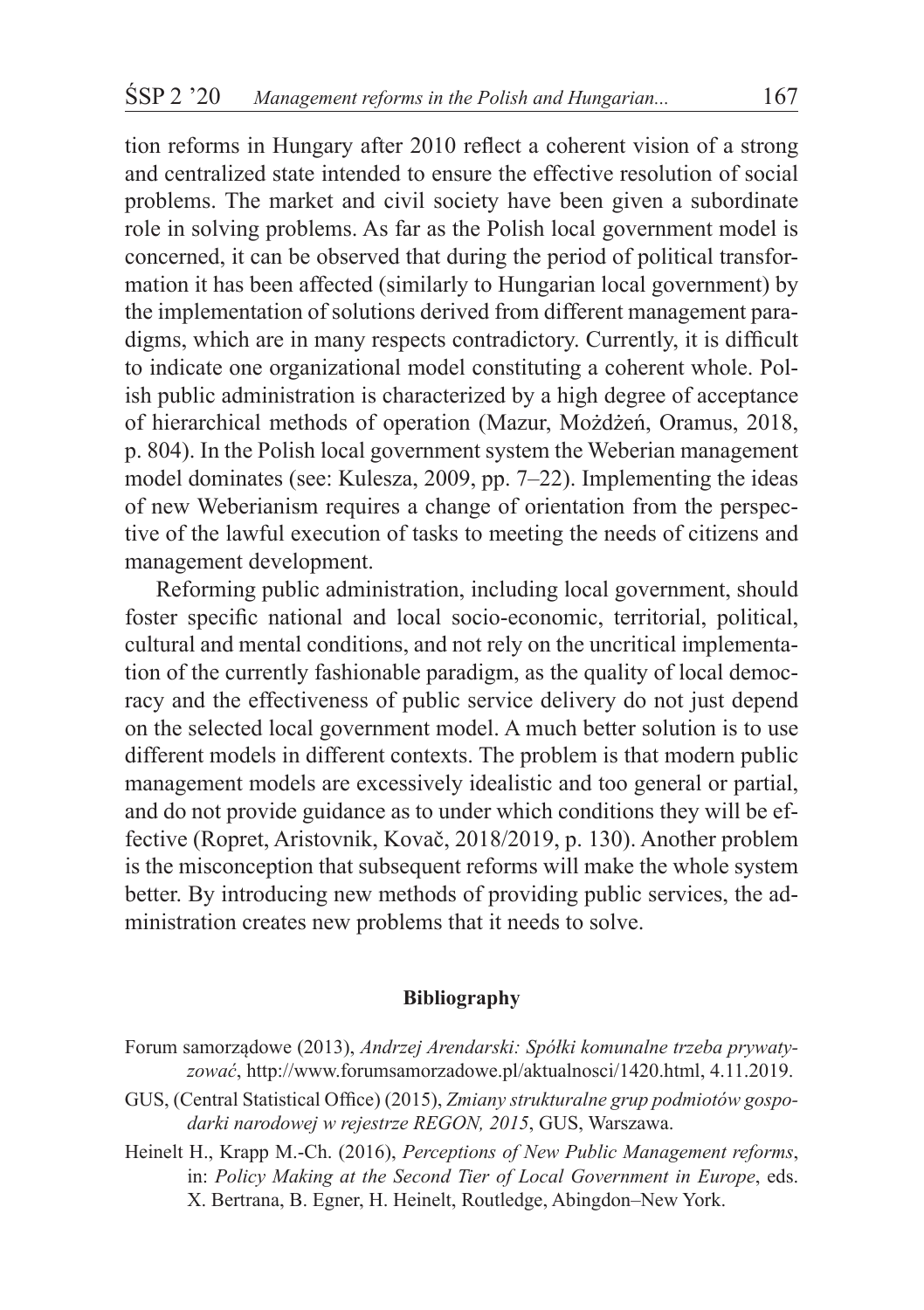tion reforms in Hungary after 2010 reflect a coherent vision of a strong and centralized state intended to ensure the effective resolution of social problems. The market and civil society have been given a subordinate role in solving problems. As far as the Polish local government model is concerned, it can be observed that during the period of political transformation it has been affected (similarly to Hungarian local government) by the implementation of solutions derived from different management paradigms, which are in many respects contradictory. Currently, it is difficult to indicate one organizational model constituting a coherent whole. Polish public administration is characterized by a high degree of acceptance of hierarchical methods of operation (Mazur, Możdżeń, Oramus, 2018, p. 804). In the Polish local government system the Weberian management model dominates (see: Kulesza, 2009, pp. 7–22). Implementing the ideas of new Weberianism requires a change of orientation from the perspective of the lawful execution of tasks to meeting the needs of citizens and management development.

Reforming public administration, including local government, should foster specific national and local socio-economic, territorial, political, cultural and mental conditions, and not rely on the uncritical implementation of the currently fashionable paradigm, as the quality of local democracy and the effectiveness of public service delivery do not just depend on the selected local government model. A much better solution is to use different models in different contexts. The problem is that modern public management models are excessively idealistic and too general or partial, and do not provide guidance as to under which conditions they will be effective (Ropret, Aristovnik, Kovač, 2018/2019, p. 130). Another problem is the misconception that subsequent reforms will make the whole system better. By introducing new methods of providing public services, the administration creates new problems that it needs to solve.

## Bibliography

Forum samorządowe (2013), *Andrzej Arendarski: Spółki komunalne trzeba prywatyzować*, http://www.forumsamorzadowe.pl/aktualnosci/1420.html, 4.11.2019.

GUS, (Central Statistical Office) (2015), *Zmiany strukturalne grup podmiotów gospodarki narodowej w rejestrze REGON, 2015*, GUS, Warszawa.

Heinelt H., Krapp M.-Ch. (2016), *Perceptions of New Public Management reforms*, in: *Policy Making at the Second Tier of Local Government in Europe*, eds. X. Bertrana, B. Egner, H. Heinelt, Routledge, Abingdon–New York.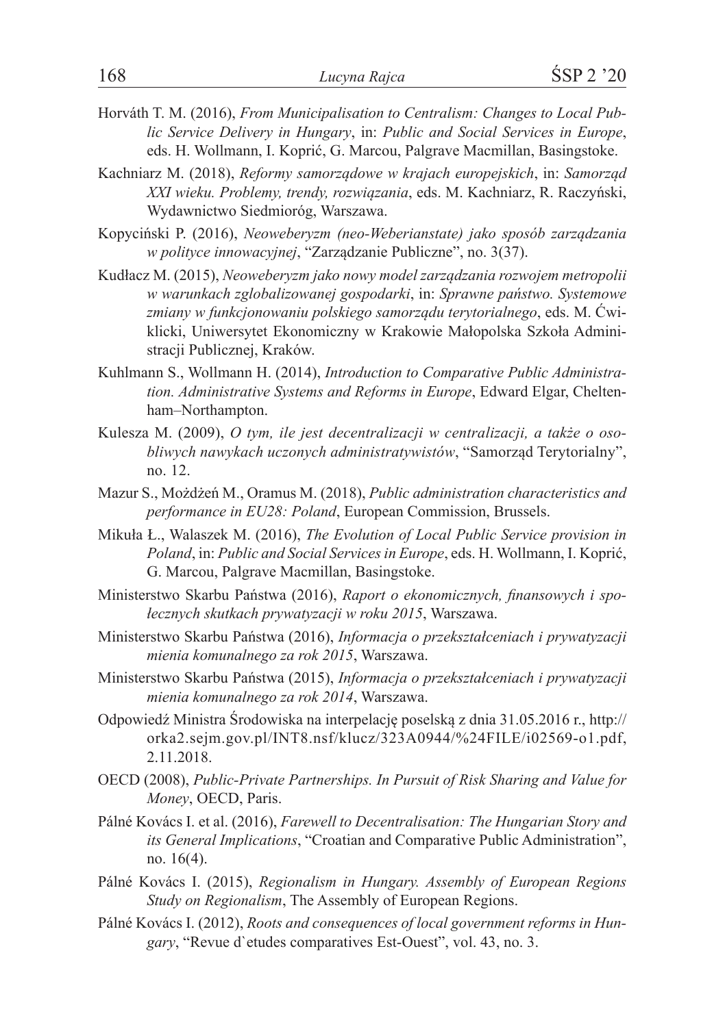Horváth T. M. (2016), *From Municipalisation to Centralism: Changes to Local Public Service Delivery in Hungary*, in: *Public and Social Services in Europe*, eds. H. Wollmann, I. Koprić, G. Marcou, Palgrave Macmillan, Basingstoke.

Kachniarz M. (2018), *Reformy samorządowe w krajach europejskich*, in: *Samorząd XXI wieku. Problemy, trendy, rozwiązania*, eds. M. Kachniarz, R. Raczyński, Wydawnictwo Siedmioróg, Warszawa.

Kopyciński P. (2016), *Neoweberyzm (neo-Weberianstate) jako sposób zarządzania w polityce innowacyjnej*, "Zarządzanie Publiczne", no. 3(37).

Kudłacz M. (2015), *Neoweberyzm jako nowy model zarządzania rozwojem metropolii w warunkach zglobalizowanej gospodarki*, in: *Sprawne państwo. Systemowe zmiany w funkcjonowaniu polskiego samorządu terytorialnego*, eds. M. Ćwiklicki, Uniwersytet Ekonomiczny w Krakowie Małopolska Szkoła Administracji Publicznej, Kraków.

Kuhlmann S., Wollmann H. (2014), *Introduction to Comparative Public Administration. Administrative Systems and Reforms in Europe*, Edward Elgar, Cheltenham–Northampton.

Kulesza M. (2009), *O tym, ile jest decentralizacji w centralizacji, a także o osobliwych nawykach uczonych administratywistów*, "Samorząd Terytorialny", no. 12.

Mazur S., Możdżeń M., Oramus M. (2018), *Public administration characteristics and performance in EU28: Poland*, European Commission, Brussels.

Mikuła Ł., Walaszek M. (2016), *The Evolution of Local Public Service provision in Poland*, in: *Public and Social Services in Europe*, eds. H. Wollmann, I. Koprić, G. Marcou, Palgrave Macmillan, Basingstoke.

Ministerstwo Skarbu Państwa (2016), *Raport o ekonomicznych, finansowych i społecznych skutkach prywatyzacji w roku 2015*, Warszawa.

Ministerstwo Skarbu Państwa (2016), *Informacja o przekształceniach i prywatyzacji mienia komunalnego za rok 2015*, Warszawa.

Ministerstwo Skarbu Państwa (2015), *Informacja o przekształceniach i prywatyzacji mienia komunalnego za rok 2014*, Warszawa.

Odpowiedź Ministra Środowiska na interpelację poselską z dnia 31.05.2016 r., http://orka2.sejm.gov.pl/INT8.nsf/klucz/323A0944/%24FILE/i02569-o1.pdf, 2.11.2018.

OECD (2008), *Public-Private Partnerships. In Pursuit of Risk Sharing and Value for Money*, OECD, Paris.

Pálné Kovács I. et al. (2016), *Farewell to Decentralisation: The Hungarian Story and its General Implications*, "Croatian and Comparative Public Administration", no. 16(4).

Pálné Kovács I. (2015), *Regionalism in Hungary. Assembly of European Regions Study on Regionalism*, The Assembly of European Regions.

Pálné Kovács I. (2012), *Roots and consequences of local government reforms in Hungary*, "Revue d`etudes comparatives Est-Ouest", vol. 43, no. 3.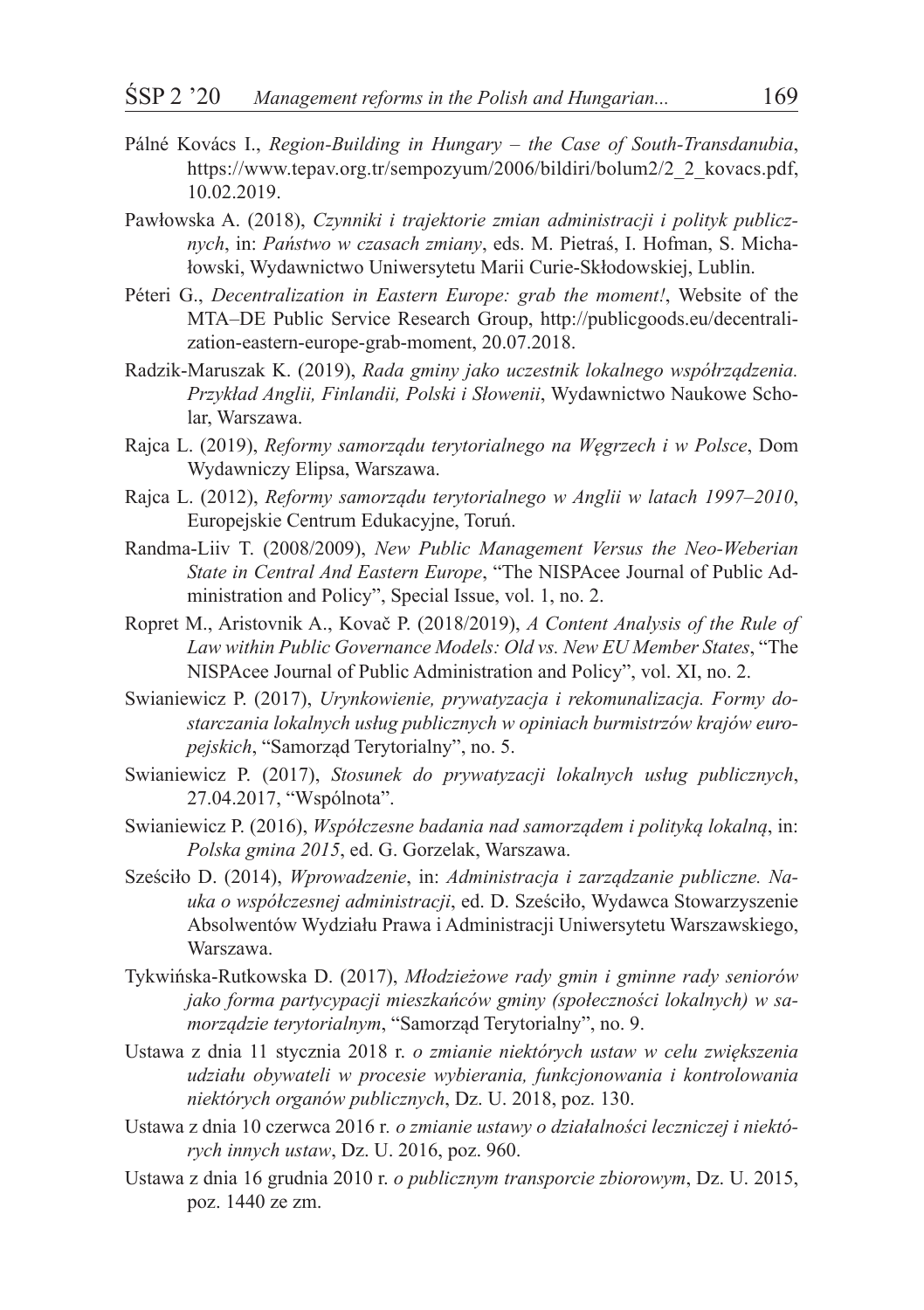Pálné Kovács I., *Region-Building in Hungary – the Case of South-Transdanubia*, https://www.tepav.org.tr/sempozyum/2006/bildiri/bolum2/2_2_kovacs.pdf, 10.02.2019.

Pawłowska A. (2018), *Czynniki i trajektorie zmian administracji i polityk publicznych*, in: *Państwo w czasach zmiany*, eds. M. Pietraś, I. Hofman, S. Michałowski, Wydawnictwo Uniwersytetu Marii Curie-Skłodowskiej, Lublin.

Péteri G., *Decentralization in Eastern Europe: grab the moment!*, Website of the MTA–DE Public Service Research Group, http://publicgoods.eu/decentralization-eastern-europe-grab-moment, 20.07.2018.

Radzik-Maruszak K. (2019), *Rada gminy jako uczestnik lokalnego współrządzenia. Przykład Anglii, Finlandii, Polski i Słowenii*, Wydawnictwo Naukowe Scholar, Warszawa.

Rajca L. (2019), *Reformy samorządu terytorialnego na Węgrzech i w Polsce*, Dom Wydawniczy Elipsa, Warszawa.

Rajca L. (2012), *Reformy samorządu terytorialnego w Anglii w latach 1997–2010*, Europejskie Centrum Edukacyjne, Toruń.

Randma-Liiv T. (2008/2009), *New Public Management Versus the Neo-Weberian State in Central And Eastern Europe*, "The NISPAcee Journal of Public Administration and Policy", Special Issue, vol. 1, no. 2.

Ropret M., Aristovnik A., Kovač P. (2018/2019), *A Content Analysis of the Rule of Law within Public Governance Models: Old vs. New EU Member States*, "The NISPAcee Journal of Public Administration and Policy", vol. XI, no. 2.

Swianiewicz P. (2017), *Urynkowienie, prywatyzacja i rekomunalizacja. Formy dostarczania lokalnych usług publicznych w opiniach burmistrzów krajów europejskich*, "Samorząd Terytorialny", no. 5.

Swianiewicz P. (2017), *Stosunek do prywatyzacji lokalnych usług publicznych*, 27.04.2017, "Wspólnota".

Swianiewicz P. (2016), *Współczesne badania nad samorządem i polityką lokalną*, in: *Polska gmina 2015*, ed. G. Gorzelak, Warszawa.

Sześciło D. (2014), *Wprowadzenie*, in: *Administracja i zarządzanie publiczne. Nauka o współczesnej administracji*, ed. D. Sześciło, Wydawca Stowarzyszenie Absolwentów Wydziału Prawa i Administracji Uniwersytetu Warszawskiego, Warszawa.

Tykwińska-Rutkowska D. (2017), *Młodzieżowe rady gmin i gminne rady seniorów jako forma partycypacji mieszkańców gminy (społeczności lokalnych) w samorządzie terytorialnym*, "Samorząd Terytorialny", no. 9.

Ustawa z dnia 11 stycznia 2018 r. *o zmianie niektórych ustaw w celu zwiększenia udziału obywateli w procesie wybierania, funkcjonowania i kontrolowania niektórych organów publicznych*, Dz. U. 2018, poz. 130.

Ustawa z dnia 10 czerwca 2016 r. *o zmianie ustawy o działalności leczniczej i niektórych innych ustaw*, Dz. U. 2016, poz. 960.

Ustawa z dnia 16 grudnia 2010 r. *o publicznym transporcie zbiorowym*, Dz. U. 2015, poz. 1440 ze zm.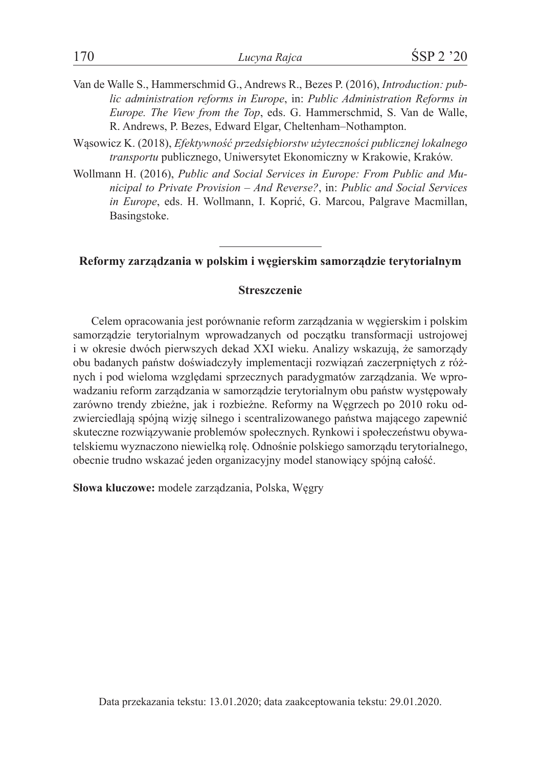Van de Walle S., Hammerschmid G., Andrews R., Bezes P. (2016), *Introduction: public administration reforms in Europe*, in: *Public Administration Reforms in Europe. The View from the Top*, eds. G. Hammerschmid, S. Van de Walle, R. Andrews, P. Bezes, Edward Elgar, Cheltenham–Nothampton.

Wąsowicz K. (2018), *Efektywność przedsiębiorstw użyteczności publicznej lokalnego transportu* publicznego, Uniwersytet Ekonomiczny w Krakowie, Kraków.

Wollmann H. (2016), *Public and Social Services in Europe: From Public and Municipal to Private Provision – And Reverse?*, in: *Public and Social Services in Europe*, eds. H. Wollmann, I. Koprić, G. Marcou, Palgrave Macmillan, Basingstoke.

---

**Reformy zarządzania w polskim i węgierskim samorządzie terytorialnym**

**Streszczenie**

Celem opracowania jest porównanie reform zarządzania w węgierskim i polskim samorządzie terytorialnym wprowadzanych od początku transformacji ustrojowej i w okresie dwóch pierwszych dekad XXI wieku. Analizy wskazują, że samorządy obu badanych państw doświadczyły implementacji rozwiązań zaczerpniętych z różnych i pod wieloma względami sprzecznych paradygmatów zarządzania. We wprowadzaniu reform zarządzania w samorządzie terytorialnym obu państw występowały zarówno trendy zbieżne, jak i rozbieżne. Reformy na Węgrzech po 2010 roku odzwierciedlają spójną wizję silnego i scentralizowanego państwa mającego zapewnić skuteczne rozwiązywanie problemów społecznych. Rynkowi i społeczeństwu obywatelskiemu wyznaczono niewielką rolę. Odnośnie polskiego samorządu terytorialnego, obecnie trudno wskazać jeden organizacyjny model stanowiący spójną całość.

**Słowa kluczowe:** modele zarządzania, Polska, Węgry

Data przekazania tekstu: 13.01.2020; data zaakceptowania tekstu: 29.01.2020.